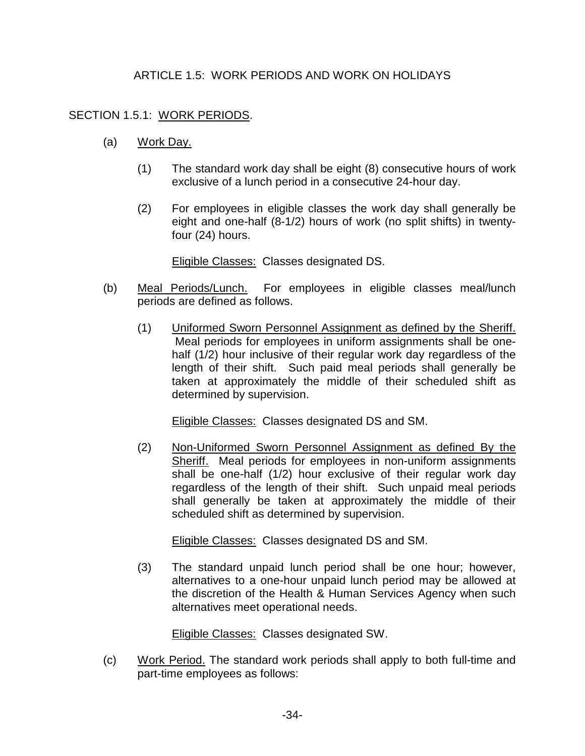# ARTICLE 1.5: WORK PERIODS AND WORK ON HOLIDAYS

## SECTION 1.5.1: WORK PERIODS.

(a) Work Day.

(1) The standard work day shall be eight (8) consecutive hours of work exclusive of a lunch period in a consecutive 24-hour day.

(2) For employees in eligible classes the work day shall generally be eight and one-half (8-1/2) hours of work (no split shifts) in twenty-four (24) hours.

Eligible Classes: Classes designated DS.

(b) Meal Periods/Lunch. For employees in eligible classes meal/lunch periods are defined as follows.

(1) Uniformed Sworn Personnel Assignment as defined by the Sheriff. Meal periods for employees in uniform assignments shall be one-half (1/2) hour inclusive of their regular work day regardless of the length of their shift. Such paid meal periods shall generally be taken at approximately the middle of their scheduled shift as determined by supervision.

Eligible Classes: Classes designated DS and SM.

(2) Non-Uniformed Sworn Personnel Assignment as defined By the Sheriff. Meal periods for employees in non-uniform assignments shall be one-half (1/2) hour exclusive of their regular work day regardless of the length of their shift. Such unpaid meal periods shall generally be taken at approximately the middle of their scheduled shift as determined by supervision.

Eligible Classes: Classes designated DS and SM.

(3) The standard unpaid lunch period shall be one hour; however, alternatives to a one-hour unpaid lunch period may be allowed at the discretion of the Health & Human Services Agency when such alternatives meet operational needs.

Eligible Classes: Classes designated SW.

(c) Work Period. The standard work periods shall apply to both full-time and part-time employees as follows: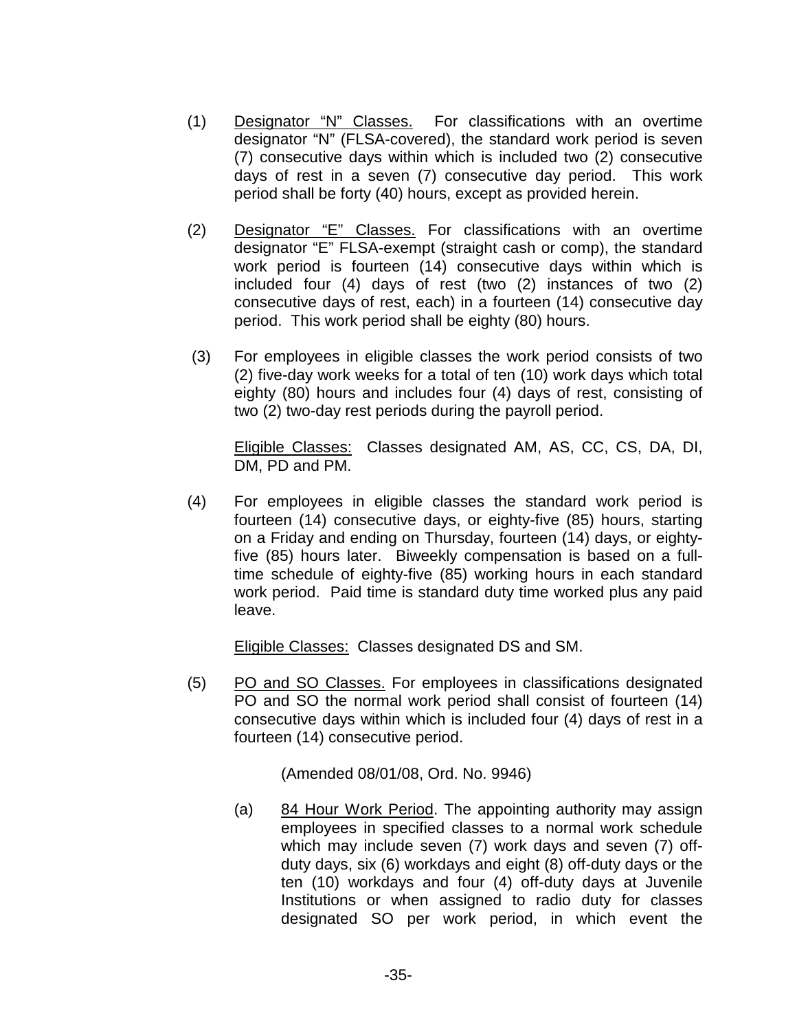(1) <u>Designator "N" Classes.</u> For classifications with an overtime designator "N" (FLSA-covered), the standard work period is seven (7) consecutive days within which is included two (2) consecutive days of rest in a seven (7) consecutive day period. This work period shall be forty (40) hours, except as provided herein.

(2) <u>Designator "E" Classes.</u> For classifications with an overtime designator "E" FLSA-exempt (straight cash or comp), the standard work period is fourteen (14) consecutive days within which is included four (4) days of rest (two (2) instances of two (2) consecutive days of rest, each) in a fourteen (14) consecutive day period. This work period shall be eighty (80) hours.

(3) For employees in eligible classes the work period consists of two (2) five-day work weeks for a total of ten (10) work days which total eighty (80) hours and includes four (4) days of rest, consisting of two (2) two-day rest periods during the payroll period.

<u>Eligible Classes:</u> Classes designated AM, AS, CC, CS, DA, DI, DM, PD and PM.

(4) For employees in eligible classes the standard work period is fourteen (14) consecutive days, or eighty-five (85) hours, starting on a Friday and ending on Thursday, fourteen (14) days, or eighty-five (85) hours later. Biweekly compensation is based on a full-time schedule of eighty-five (85) working hours in each standard work period. Paid time is standard duty time worked plus any paid leave.

<u>Eligible Classes:</u> Classes designated DS and SM.

(5) <u>PO and SO Classes.</u> For employees in classifications designated PO and SO the normal work period shall consist of fourteen (14) consecutive days within which is included four (4) days of rest in a fourteen (14) consecutive period.

(Amended 08/01/08, Ord. No. 9946)

(a) <u>84 Hour Work Period</u>. The appointing authority may assign employees in specified classes to a normal work schedule which may include seven (7) work days and seven (7) off-duty days, six (6) workdays and eight (8) off-duty days or the ten (10) workdays and four (4) off-duty days at Juvenile Institutions or when assigned to radio duty for classes designated SO per work period, in which event the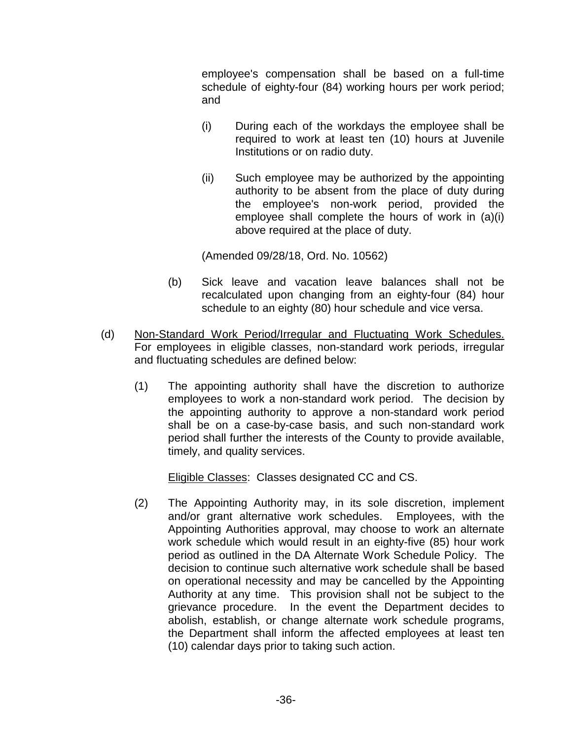employee's compensation shall be based on a full-time schedule of eighty-four (84) working hours per work period; and

(i) During each of the workdays the employee shall be required to work at least ten (10) hours at Juvenile Institutions or on radio duty.

(ii) Such employee may be authorized by the appointing authority to be absent from the place of duty during the employee's non-work period, provided the employee shall complete the hours of work in (a)(i) above required at the place of duty.

(Amended 09/28/18, Ord. No. 10562)

(b) Sick leave and vacation leave balances shall not be recalculated upon changing from an eighty-four (84) hour schedule to an eighty (80) hour schedule and vice versa.

(d) Non-Standard Work Period/Irregular and Fluctuating Work Schedules. For employees in eligible classes, non-standard work periods, irregular and fluctuating schedules are defined below:

(1) The appointing authority shall have the discretion to authorize employees to work a non-standard work period. The decision by the appointing authority to approve a non-standard work period shall be on a case-by-case basis, and such non-standard work period shall further the interests of the County to provide available, timely, and quality services.

Eligible Classes: Classes designated CC and CS.

(2) The Appointing Authority may, in its sole discretion, implement and/or grant alternative work schedules. Employees, with the Appointing Authorities approval, may choose to work an alternate work schedule which would result in an eighty-five (85) hour work period as outlined in the DA Alternate Work Schedule Policy. The decision to continue such alternative work schedule shall be based on operational necessity and may be cancelled by the Appointing Authority at any time. This provision shall not be subject to the grievance procedure. In the event the Department decides to abolish, establish, or change alternate work schedule programs, the Department shall inform the affected employees at least ten (10) calendar days prior to taking such action.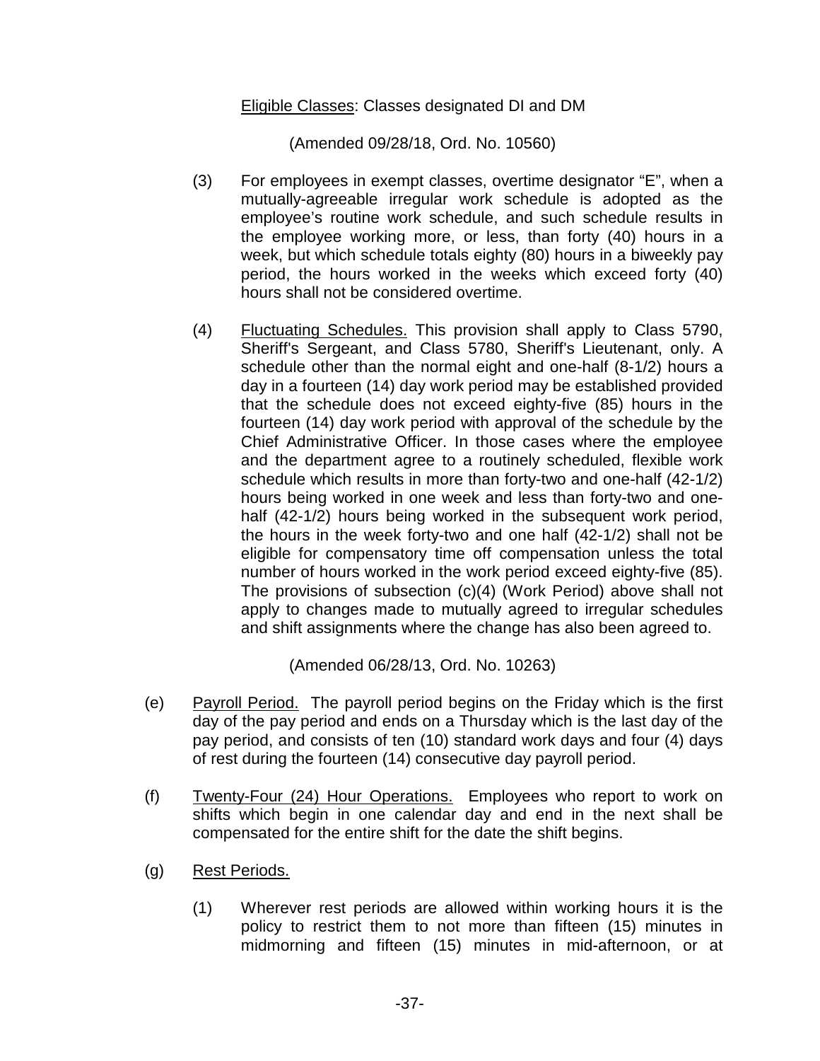Eligible Classes: Classes designated DI and DM

(Amended 09/28/18, Ord. No. 10560)

(3) For employees in exempt classes, overtime designator "E", when a mutually-agreeable irregular work schedule is adopted as the employee's routine work schedule, and such schedule results in the employee working more, or less, than forty (40) hours in a week, but which schedule totals eighty (80) hours in a biweekly pay period, the hours worked in the weeks which exceed forty (40) hours shall not be considered overtime.

(4) Fluctuating Schedules. This provision shall apply to Class 5790, Sheriff's Sergeant, and Class 5780, Sheriff's Lieutenant, only. A schedule other than the normal eight and one-half (8-1/2) hours a day in a fourteen (14) day work period may be established provided that the schedule does not exceed eighty-five (85) hours in the fourteen (14) day work period with approval of the schedule by the Chief Administrative Officer. In those cases where the employee and the department agree to a routinely scheduled, flexible work schedule which results in more than forty-two and one-half (42-1/2) hours being worked in one week and less than forty-two and one-half (42-1/2) hours being worked in the subsequent work period, the hours in the week forty-two and one half (42-1/2) shall not be eligible for compensatory time off compensation unless the total number of hours worked in the work period exceed eighty-five (85). The provisions of subsection (c)(4) (Work Period) above shall not apply to changes made to mutually agreed to irregular schedules and shift assignments where the change has also been agreed to.

(Amended 06/28/13, Ord. No. 10263)

(e) Payroll Period. The payroll period begins on the Friday which is the first day of the pay period and ends on a Thursday which is the last day of the pay period, and consists of ten (10) standard work days and four (4) days of rest during the fourteen (14) consecutive day payroll period.

(f) Twenty-Four (24) Hour Operations. Employees who report to work on shifts which begin in one calendar day and end in the next shall be compensated for the entire shift for the date the shift begins.

(g) Rest Periods.

(1) Wherever rest periods are allowed within working hours it is the policy to restrict them to not more than fifteen (15) minutes in midmorning and fifteen (15) minutes in mid-afternoon, or at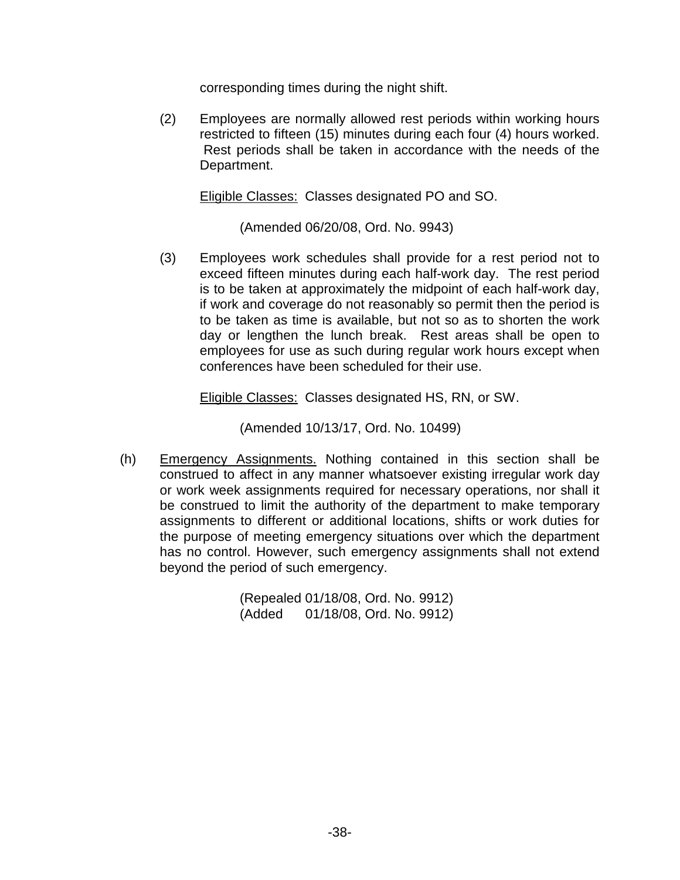corresponding times during the night shift.

(2) Employees are normally allowed rest periods within working hours restricted to fifteen (15) minutes during each four (4) hours worked. Rest periods shall be taken in accordance with the needs of the Department.

<u>Eligible Classes:</u> Classes designated PO and SO.

(Amended 06/20/08, Ord. No. 9943)

(3) Employees work schedules shall provide for a rest period not to exceed fifteen minutes during each half-work day. The rest period is to be taken at approximately the midpoint of each half-work day, if work and coverage do not reasonably so permit then the period is to be taken as time is available, but not so as to shorten the work day or lengthen the lunch break. Rest areas shall be open to employees for use as such during regular work hours except when conferences have been scheduled for their use.

<u>Eligible Classes:</u> Classes designated HS, RN, or SW.

(Amended 10/13/17, Ord. No. 10499)

(h) <u>Emergency Assignments.</u> Nothing contained in this section shall be construed to affect in any manner whatsoever existing irregular work day or work week assignments required for necessary operations, nor shall it be construed to limit the authority of the department to make temporary assignments to different or additional locations, shifts or work duties for the purpose of meeting emergency situations over which the department has no control. However, such emergency assignments shall not extend beyond the period of such emergency.

(Repealed 01/18/08, Ord. No. 9912)
(Added 01/18/08, Ord. No. 9912)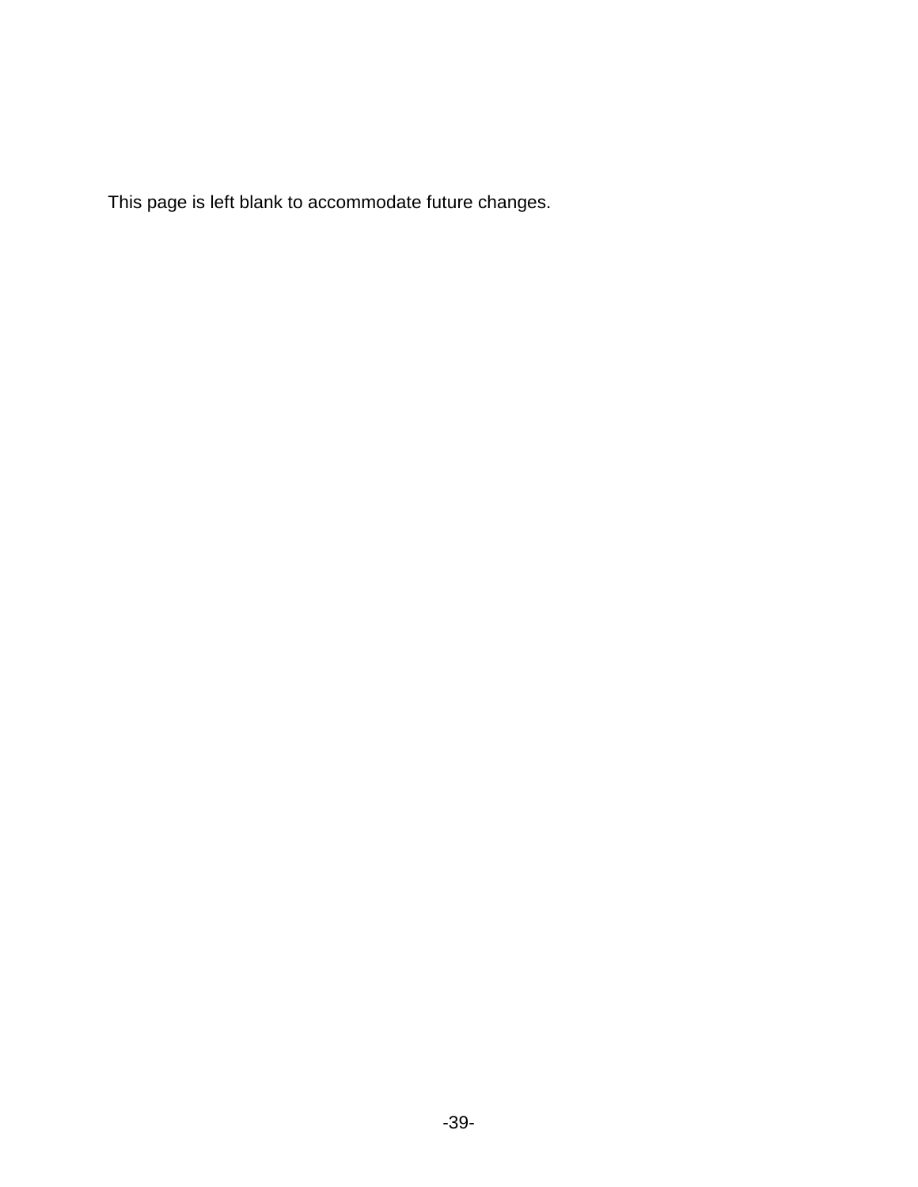This page is left blank to accommodate future changes.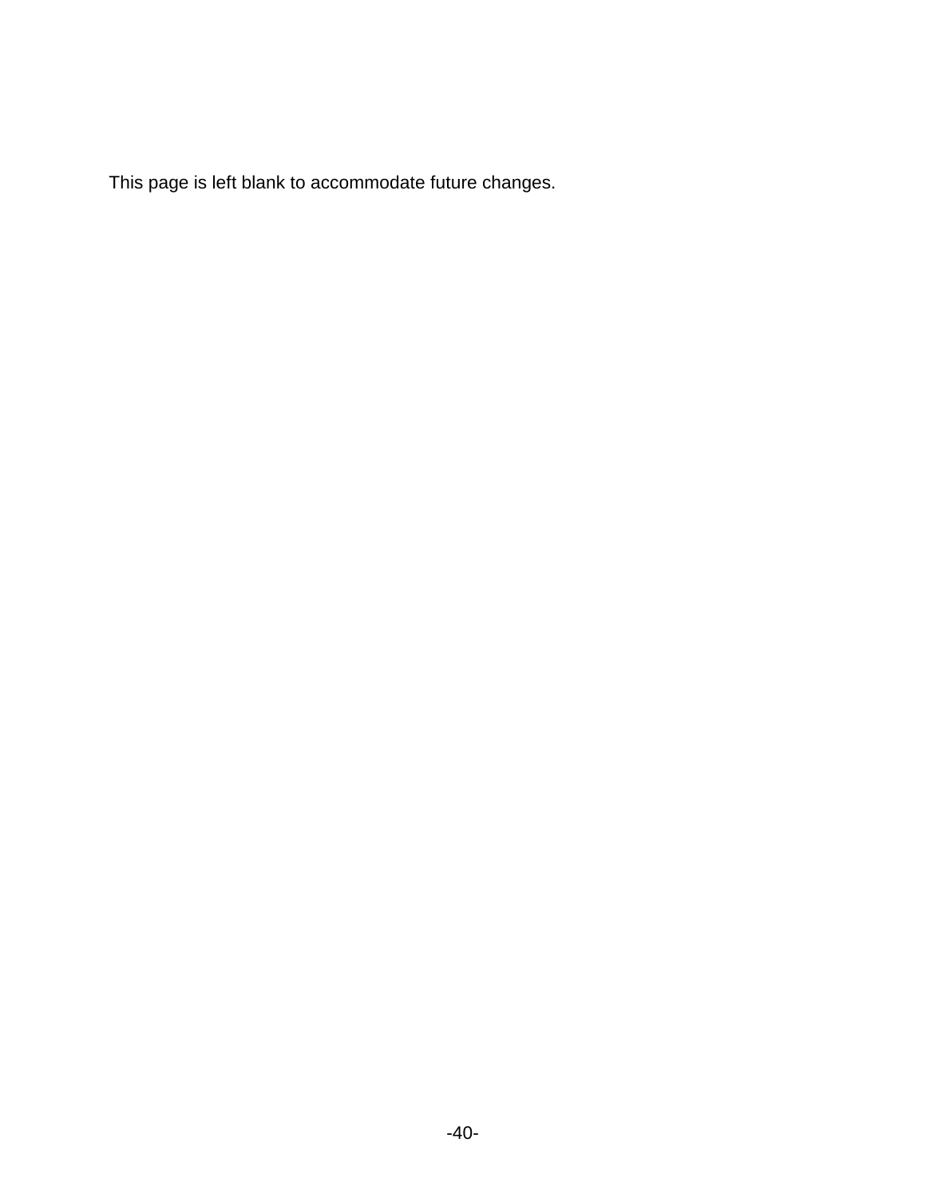This page is left blank to accommodate future changes.